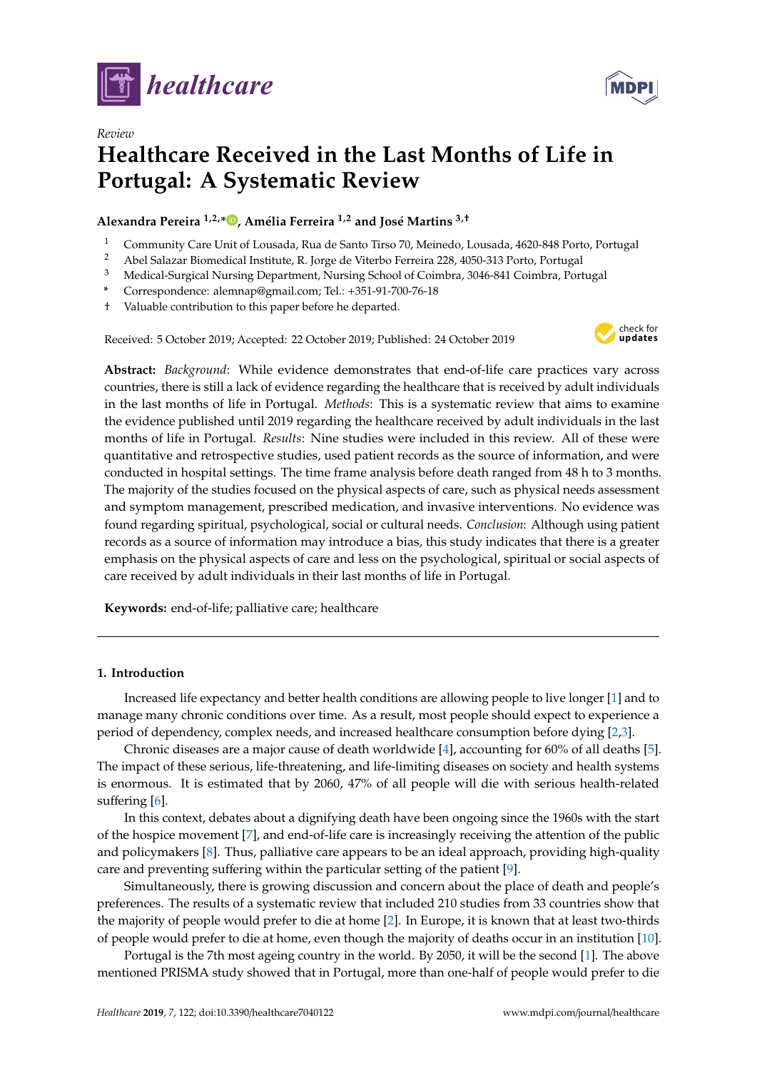*Review*

# Healthcare Received in the Last Months of Life in Portugal: A Systematic Review

**Alexandra Pereira [1,2,*], Amélia Ferreira [1,2] and José Martins [3,†]**

[1] Community Care Unit of Lousada, Rua de Santo Tirso 70, Meinedo, Lousada, 4620-848 Porto, Portugal
[2] Abel Salazar Biomedical Institute, R. Jorge de Viterbo Ferreira 228, 4050-313 Porto, Portugal
[3] Medical-Surgical Nursing Department, Nursing School of Coimbra, 3046-841 Coimbra, Portugal
\* Correspondence: alemnap@gmail.com; Tel.: +351-91-700-76-18
† Valuable contribution to this paper before he departed.

Received: 5 October 2019; Accepted: 22 October 2019; Published: 24 October 2019

**Abstract:** *Background*: While evidence demonstrates that end-of-life care practices vary across countries, there is still a lack of evidence regarding the healthcare that is received by adult individuals in the last months of life in Portugal. *Methods*: This is a systematic review that aims to examine the evidence published until 2019 regarding the healthcare received by adult individuals in the last months of life in Portugal. *Results*: Nine studies were included in this review. All of these were quantitative and retrospective studies, used patient records as the source of information, and were conducted in hospital settings. The time frame analysis before death ranged from 48 h to 3 months. The majority of the studies focused on the physical aspects of care, such as physical needs assessment and symptom management, prescribed medication, and invasive interventions. No evidence was found regarding spiritual, psychological, social or cultural needs. *Conclusion*: Although using patient records as a source of information may introduce a bias, this study indicates that there is a greater emphasis on the physical aspects of care and less on the psychological, spiritual or social aspects of care received by adult individuals in their last months of life in Portugal.

**Keywords:** end-of-life; palliative care; healthcare

## 1. Introduction

Increased life expectancy and better health conditions are allowing people to live longer [1] and to manage many chronic conditions over time. As a result, most people should expect to experience a period of dependency, complex needs, and increased healthcare consumption before dying [2,3].

Chronic diseases are a major cause of death worldwide [4], accounting for 60% of all deaths [5]. The impact of these serious, life-threatening, and life-limiting diseases on society and health systems is enormous. It is estimated that by 2060, 47% of all people will die with serious health-related suffering [6].

In this context, debates about a dignifying death have been ongoing since the 1960s with the start of the hospice movement [7], and end-of-life care is increasingly receiving the attention of the public and policymakers [8]. Thus, palliative care appears to be an ideal approach, providing high-quality care and preventing suffering within the particular setting of the patient [9].

Simultaneously, there is growing discussion and concern about the place of death and people's preferences. The results of a systematic review that included 210 studies from 33 countries show that the majority of people would prefer to die at home [2]. In Europe, it is known that at least two-thirds of people would prefer to die at home, even though the majority of deaths occur in an institution [10].

Portugal is the 7th most ageing country in the world. By 2050, it will be the second [1]. The above mentioned PRISMA study showed that in Portugal, more than one-half of people would prefer to die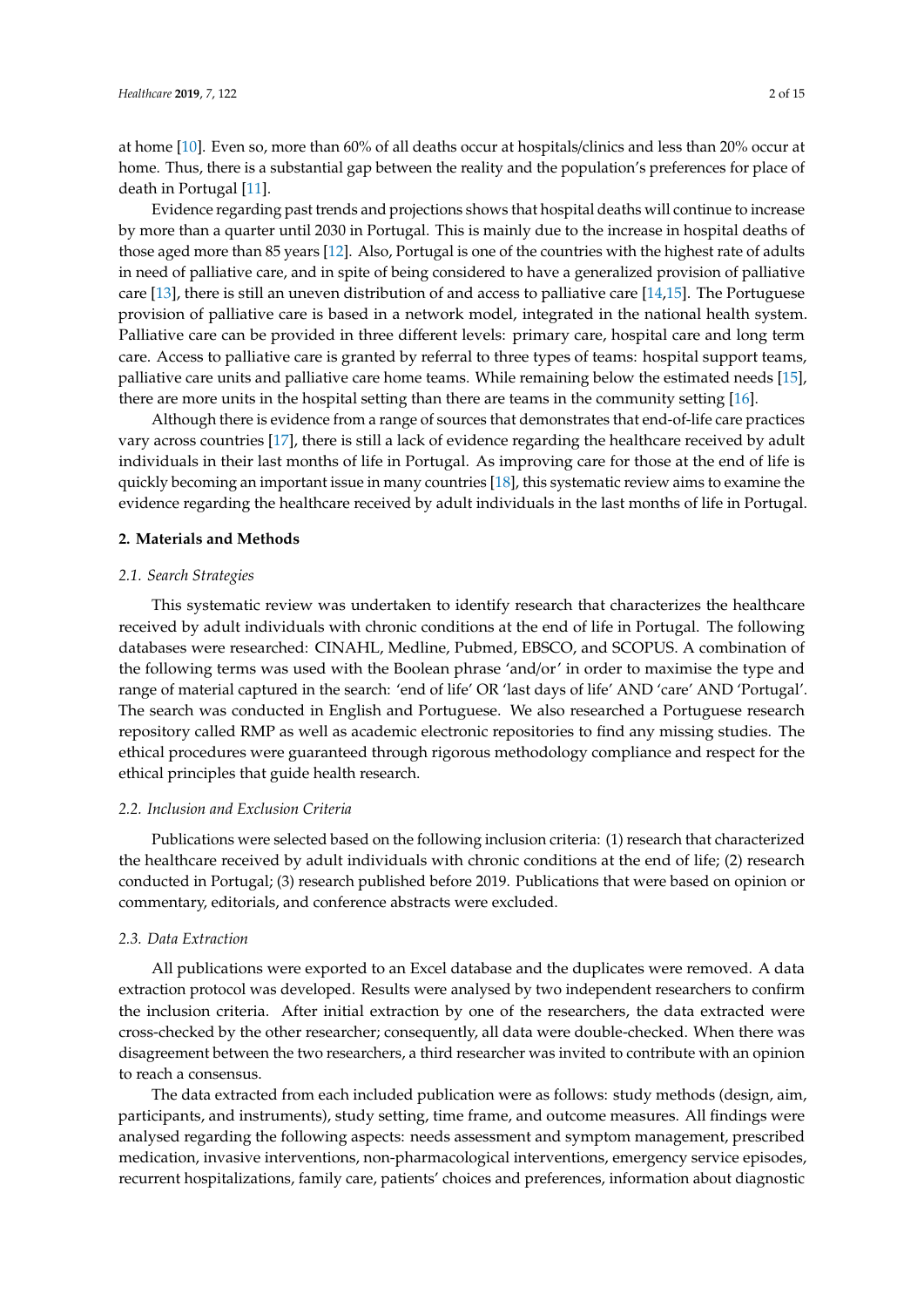at home [10]. Even so, more than 60% of all deaths occur at hospitals/clinics and less than 20% occur at home. Thus, there is a substantial gap between the reality and the population's preferences for place of death in Portugal [11].

Evidence regarding past trends and projections shows that hospital deaths will continue to increase by more than a quarter until 2030 in Portugal. This is mainly due to the increase in hospital deaths of those aged more than 85 years [12]. Also, Portugal is one of the countries with the highest rate of adults in need of palliative care, and in spite of being considered to have a generalized provision of palliative care [13], there is still an uneven distribution of and access to palliative care [14,15]. The Portuguese provision of palliative care is based in a network model, integrated in the national health system. Palliative care can be provided in three different levels: primary care, hospital care and long term care. Access to palliative care is granted by referral to three types of teams: hospital support teams, palliative care units and palliative care home teams. While remaining below the estimated needs [15], there are more units in the hospital setting than there are teams in the community setting [16].

Although there is evidence from a range of sources that demonstrates that end-of-life care practices vary across countries [17], there is still a lack of evidence regarding the healthcare received by adult individuals in their last months of life in Portugal. As improving care for those at the end of life is quickly becoming an important issue in many countries [18], this systematic review aims to examine the evidence regarding the healthcare received by adult individuals in the last months of life in Portugal.

## 2. Materials and Methods

### 2.1. Search Strategies

This systematic review was undertaken to identify research that characterizes the healthcare received by adult individuals with chronic conditions at the end of life in Portugal. The following databases were researched: CINAHL, Medline, Pubmed, EBSCO, and SCOPUS. A combination of the following terms was used with the Boolean phrase 'and/or' in order to maximise the type and range of material captured in the search: 'end of life' OR 'last days of life' AND 'care' AND 'Portugal'. The search was conducted in English and Portuguese. We also researched a Portuguese research repository called RMP as well as academic electronic repositories to find any missing studies. The ethical procedures were guaranteed through rigorous methodology compliance and respect for the ethical principles that guide health research.

### 2.2. Inclusion and Exclusion Criteria

Publications were selected based on the following inclusion criteria: (1) research that characterized the healthcare received by adult individuals with chronic conditions at the end of life; (2) research conducted in Portugal; (3) research published before 2019. Publications that were based on opinion or commentary, editorials, and conference abstracts were excluded.

### 2.3. Data Extraction

All publications were exported to an Excel database and the duplicates were removed. A data extraction protocol was developed. Results were analysed by two independent researchers to confirm the inclusion criteria. After initial extraction by one of the researchers, the data extracted were cross-checked by the other researcher; consequently, all data were double-checked. When there was disagreement between the two researchers, a third researcher was invited to contribute with an opinion to reach a consensus.

The data extracted from each included publication were as follows: study methods (design, aim, participants, and instruments), study setting, time frame, and outcome measures. All findings were analysed regarding the following aspects: needs assessment and symptom management, prescribed medication, invasive interventions, non-pharmacological interventions, emergency service episodes, recurrent hospitalizations, family care, patients' choices and preferences, information about diagnostic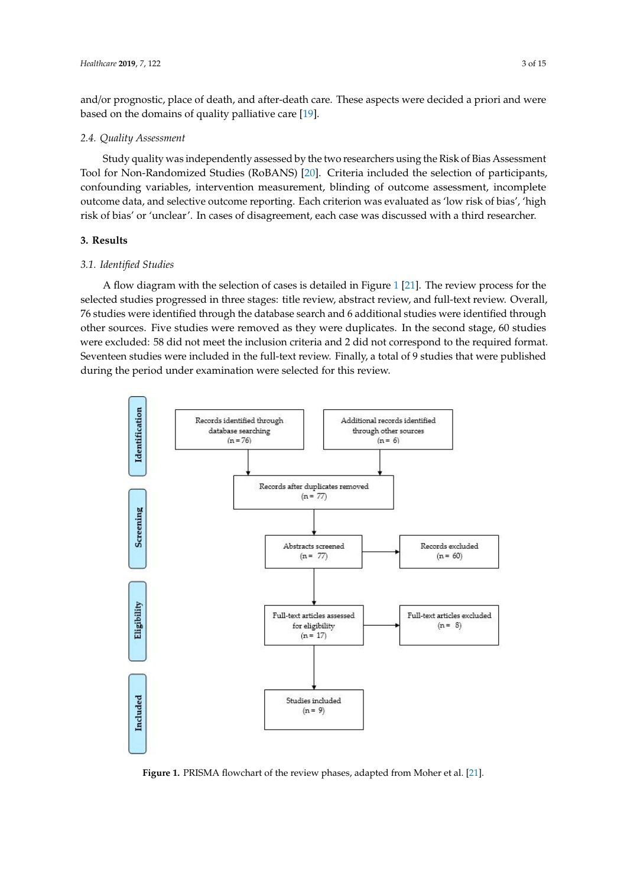and/or prognostic, place of death, and after-death care. These aspects were decided a priori and were based on the domains of quality palliative care [19].

### 2.4. Quality Assessment

Study quality was independently assessed by the two researchers using the Risk of Bias Assessment Tool for Non-Randomized Studies (RoBANS) [20]. Criteria included the selection of participants, confounding variables, intervention measurement, blinding of outcome assessment, incomplete outcome data, and selective outcome reporting. Each criterion was evaluated as 'low risk of bias', 'high risk of bias' or 'unclear'. In cases of disagreement, each case was discussed with a third researcher.

## 3. Results

### 3.1. Identified Studies

A flow diagram with the selection of cases is detailed in Figure 1 [21]. The review process for the selected studies progressed in three stages: title review, abstract review, and full-text review. Overall, 76 studies were identified through the database search and 6 additional studies were identified through other sources. Five studies were removed as they were duplicates. In the second stage, 60 studies were excluded: 58 did not meet the inclusion criteria and 2 did not correspond to the required format. Seventeen studies were included in the full-text review. Finally, a total of 9 studies that were published during the period under examination were selected for this review.

Identification

Records identified through database searching (n = 76)

Additional records identified through other sources (n = 6)

Records after duplicates removed (n = 77)

Screening

Abstracts screened (n = 77)

Records excluded (n = 60)

Eligibility

Full-text articles assessed for eligibility (n = 17)

Full-text articles excluded (n = 8)

Included

Studies included (n = 9)

**Figure 1.** PRISMA flowchart of the review phases, adapted from Moher et al. [21].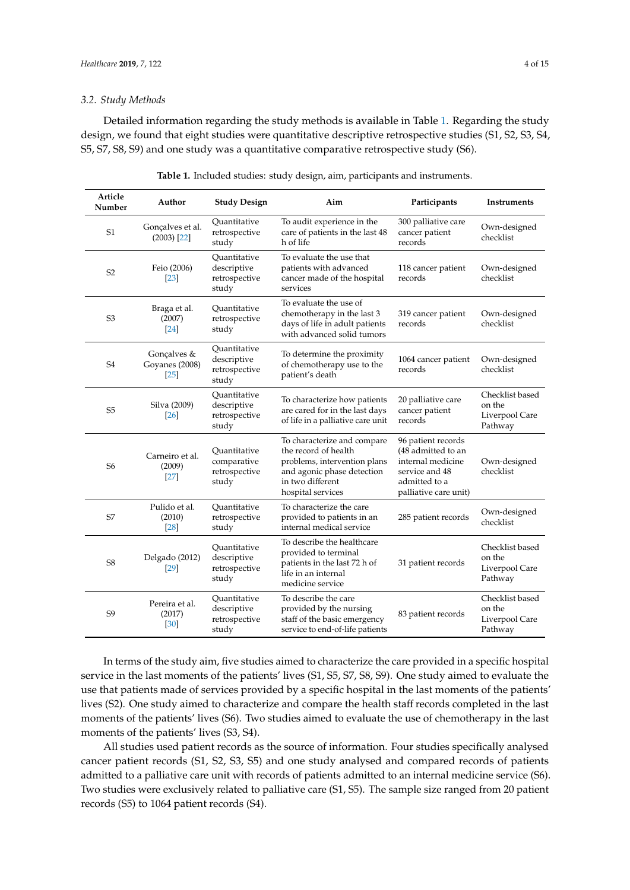### 3.2. Study Methods

Detailed information regarding the study methods is available in Table 1. Regarding the study design, we found that eight studies were quantitative descriptive retrospective studies (S1, S2, S3, S4, S5, S7, S8, S9) and one study was a quantitative comparative retrospective study (S6).

**Table 1.** Included studies: study design, aim, participants and instruments.

| Article Number | Author | Study Design | Aim | Participants | Instruments |
|---|---|---|---|---|---|
| S1 | Gonçalves et al. (2003) [22] | Quantitative retrospective study | To audit experience in the care of patients in the last 48 h of life | 300 palliative care cancer patient records | Own-designed checklist |
| S2 | Feio (2006) [23] | Quantitative descriptive retrospective study | To evaluate the use that patients with advanced cancer made of the hospital services | 118 cancer patient records | Own-designed checklist |
| S3 | Braga et al. (2007) [24] | Quantitative retrospective study | To evaluate the use of chemotherapy in the last 3 days of life in adult patients with advanced solid tumors | 319 cancer patient records | Own-designed checklist |
| S4 | Gonçalves & Goyanes (2008) [25] | Quantitative descriptive retrospective study | To determine the proximity of chemotherapy use to the patient's death | 1064 cancer patient records | Own-designed checklist |
| S5 | Silva (2009) [26] | Quantitative descriptive retrospective study | To characterize how patients are cared for in the last days of life in a palliative care unit | 20 palliative care cancer patient records | Checklist based on the Liverpool Care Pathway |
| S6 | Carneiro et al. (2009) [27] | Quantitative comparative retrospective study | To characterize and compare the record of health problems, intervention plans and agonic phase detection in two different hospital services | 96 patient records (48 admitted to an internal medicine service and 48 admitted to a palliative care unit) | Own-designed checklist |
| S7 | Pulido et al. (2010) [28] | Quantitative retrospective study | To characterize the care provided to patients in an internal medical service | 285 patient records | Own-designed checklist |
| S8 | Delgado (2012) [29] | Quantitative descriptive retrospective study | To describe the healthcare provided to terminal patients in the last 72 h of life in an internal medicine service | 31 patient records | Checklist based on the Liverpool Care Pathway |
| S9 | Pereira et al. (2017) [30] | Quantitative descriptive retrospective study | To describe the care provided by the nursing staff of the basic emergency service to end-of-life patients | 83 patient records | Checklist based on the Liverpool Care Pathway |

In terms of the study aim, five studies aimed to characterize the care provided in a specific hospital service in the last moments of the patients' lives (S1, S5, S7, S8, S9). One study aimed to evaluate the use that patients made of services provided by a specific hospital in the last moments of the patients' lives (S2). One study aimed to characterize and compare the health staff records completed in the last moments of the patients' lives (S6). Two studies aimed to evaluate the use of chemotherapy in the last moments of the patients' lives (S3, S4).

All studies used patient records as the source of information. Four studies specifically analysed cancer patient records (S1, S2, S3, S5) and one study analysed and compared records of patients admitted to a palliative care unit with records of patients admitted to an internal medicine service (S6). Two studies were exclusively related to palliative care (S1, S5). The sample size ranged from 20 patient records (S5) to 1064 patient records (S4).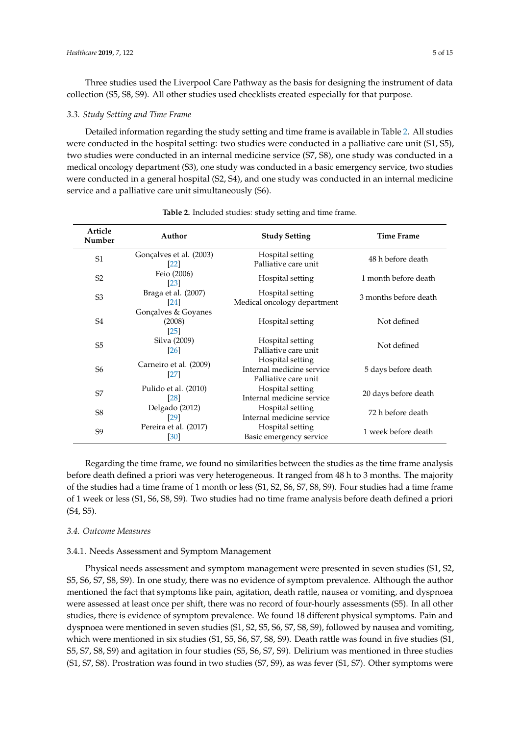Three studies used the Liverpool Care Pathway as the basis for designing the instrument of data collection (S5, S8, S9). All other studies used checklists created especially for that purpose.

### 3.3. Study Setting and Time Frame

Detailed information regarding the study setting and time frame is available in Table 2. All studies were conducted in the hospital setting: two studies were conducted in a palliative care unit (S1, S5), two studies were conducted in an internal medicine service (S7, S8), one study was conducted in a medical oncology department (S3), one study was conducted in a basic emergency service, two studies were conducted in a general hospital (S2, S4), and one study was conducted in an internal medicine service and a palliative care unit simultaneously (S6).

**Table 2.** Included studies: study setting and time frame.

| Article Number | Author | Study Setting | Time Frame |
|---|---|---|---|
| S1 | Gonçalves et al. (2003) [22] | Hospital setting<br>Palliative care unit | 48 h before death |
| S2 | Feio (2006) [23] | Hospital setting | 1 month before death |
| S3 | Braga et al. (2007) [24] | Hospital setting<br>Medical oncology department | 3 months before death |
| S4 | Gonçalves & Goyanes (2008) [25] | Hospital setting | Not defined |
| S5 | Silva (2009) [26] | Hospital setting<br>Palliative care unit | Not defined |
| S6 | Carneiro et al. (2009) [27] | Hospital setting<br>Internal medicine service<br>Palliative care unit | 5 days before death |
| S7 | Pulido et al. (2010) [28] | Hospital setting<br>Internal medicine service | 20 days before death |
| S8 | Delgado (2012) [29] | Hospital setting<br>Internal medicine service | 72 h before death |
| S9 | Pereira et al. (2017) [30] | Hospital setting<br>Basic emergency service | 1 week before death |

Regarding the time frame, we found no similarities between the studies as the time frame analysis before death defined a priori was very heterogeneous. It ranged from 48 h to 3 months. The majority of the studies had a time frame of 1 month or less (S1, S2, S6, S7, S8, S9). Four studies had a time frame of 1 week or less (S1, S6, S8, S9). Two studies had no time frame analysis before death defined a priori (S4, S5).

### 3.4. Outcome Measures

#### 3.4.1. Needs Assessment and Symptom Management

Physical needs assessment and symptom management were presented in seven studies (S1, S2, S5, S6, S7, S8, S9). In one study, there was no evidence of symptom prevalence. Although the author mentioned the fact that symptoms like pain, agitation, death rattle, nausea or vomiting, and dyspnoea were assessed at least once per shift, there was no record of four-hourly assessments (S5). In all other studies, there is evidence of symptom prevalence. We found 18 different physical symptoms. Pain and dyspnoea were mentioned in seven studies (S1, S2, S5, S6, S7, S8, S9), followed by nausea and vomiting, which were mentioned in six studies (S1, S5, S6, S7, S8, S9). Death rattle was found in five studies (S1, S5, S7, S8, S9) and agitation in four studies (S5, S6, S7, S9). Delirium was mentioned in three studies (S1, S7, S8). Prostration was found in two studies (S7, S9), as was fever (S1, S7). Other symptoms were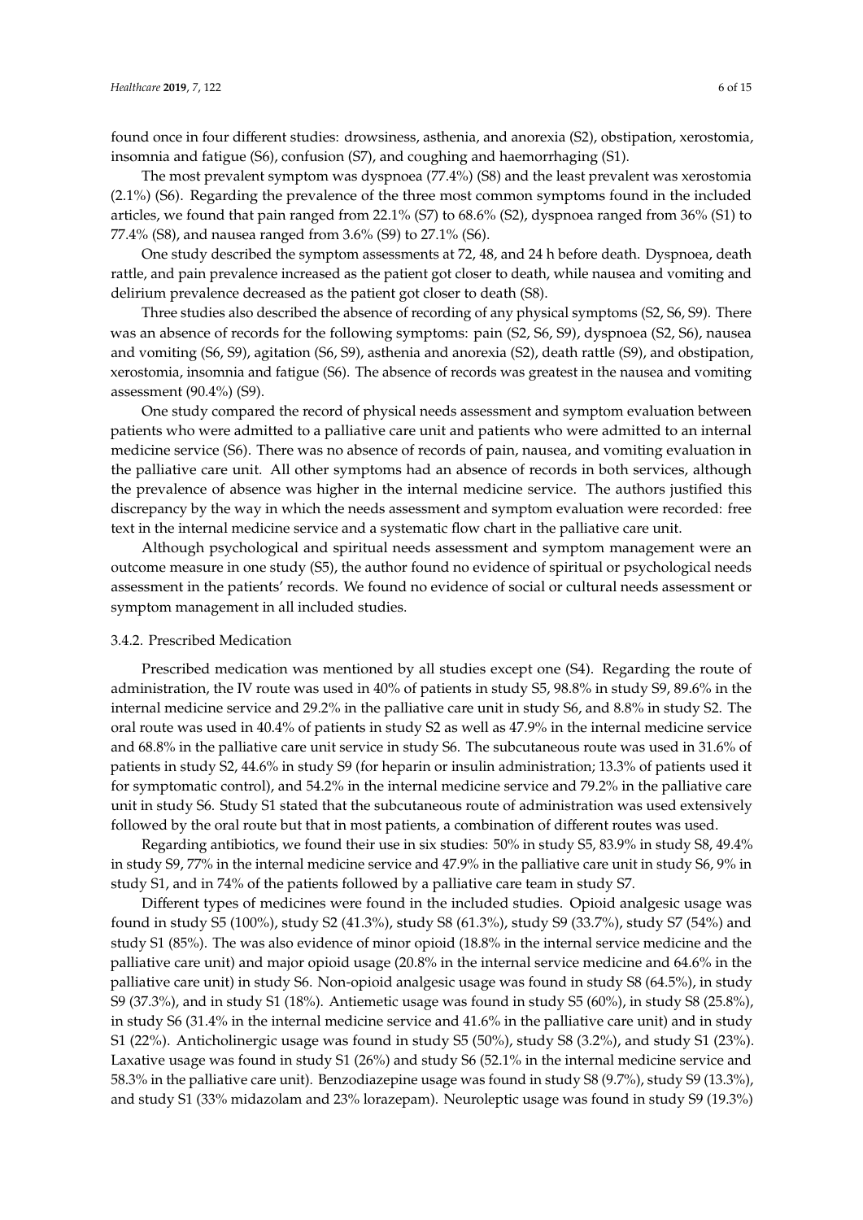found once in four different studies: drowsiness, asthenia, and anorexia (S2), obstipation, xerostomia, insomnia and fatigue (S6), confusion (S7), and coughing and haemorrhaging (S1).

The most prevalent symptom was dyspnoea (77.4%) (S8) and the least prevalent was xerostomia (2.1%) (S6). Regarding the prevalence of the three most common symptoms found in the included articles, we found that pain ranged from 22.1% (S7) to 68.6% (S2), dyspnoea ranged from 36% (S1) to 77.4% (S8), and nausea ranged from 3.6% (S9) to 27.1% (S6).

One study described the symptom assessments at 72, 48, and 24 h before death. Dyspnoea, death rattle, and pain prevalence increased as the patient got closer to death, while nausea and vomiting and delirium prevalence decreased as the patient got closer to death (S8).

Three studies also described the absence of recording of any physical symptoms (S2, S6, S9). There was an absence of records for the following symptoms: pain (S2, S6, S9), dyspnoea (S2, S6), nausea and vomiting (S6, S9), agitation (S6, S9), asthenia and anorexia (S2), death rattle (S9), and obstipation, xerostomia, insomnia and fatigue (S6). The absence of records was greatest in the nausea and vomiting assessment (90.4%) (S9).

One study compared the record of physical needs assessment and symptom evaluation between patients who were admitted to a palliative care unit and patients who were admitted to an internal medicine service (S6). There was no absence of records of pain, nausea, and vomiting evaluation in the palliative care unit. All other symptoms had an absence of records in both services, although the prevalence of absence was higher in the internal medicine service. The authors justified this discrepancy by the way in which the needs assessment and symptom evaluation were recorded: free text in the internal medicine service and a systematic flow chart in the palliative care unit.

Although psychological and spiritual needs assessment and symptom management were an outcome measure in one study (S5), the author found no evidence of spiritual or psychological needs assessment in the patients' records. We found no evidence of social or cultural needs assessment or symptom management in all included studies.

#### 3.4.2. Prescribed Medication

Prescribed medication was mentioned by all studies except one (S4). Regarding the route of administration, the IV route was used in 40% of patients in study S5, 98.8% in study S9, 89.6% in the internal medicine service and 29.2% in the palliative care unit in study S6, and 8.8% in study S2. The oral route was used in 40.4% of patients in study S2 as well as 47.9% in the internal medicine service and 68.8% in the palliative care unit service in study S6. The subcutaneous route was used in 31.6% of patients in study S2, 44.6% in study S9 (for heparin or insulin administration; 13.3% of patients used it for symptomatic control), and 54.2% in the internal medicine service and 79.2% in the palliative care unit in study S6. Study S1 stated that the subcutaneous route of administration was used extensively followed by the oral route but that in most patients, a combination of different routes was used.

Regarding antibiotics, we found their use in six studies: 50% in study S5, 83.9% in study S8, 49.4% in study S9, 77% in the internal medicine service and 47.9% in the palliative care unit in study S6, 9% in study S1, and in 74% of the patients followed by a palliative care team in study S7.

Different types of medicines were found in the included studies. Opioid analgesic usage was found in study S5 (100%), study S2 (41.3%), study S8 (61.3%), study S9 (33.7%), study S7 (54%) and study S1 (85%). The was also evidence of minor opioid (18.8% in the internal service medicine and the palliative care unit) and major opioid usage (20.8% in the internal service medicine and 64.6% in the palliative care unit) in study S6. Non-opioid analgesic usage was found in study S8 (64.5%), in study S9 (37.3%), and in study S1 (18%). Antiemetic usage was found in study S5 (60%), in study S8 (25.8%), in study S6 (31.4% in the internal medicine service and 41.6% in the palliative care unit) and in study S1 (22%). Anticholinergic usage was found in study S5 (50%), study S8 (3.2%), and study S1 (23%). Laxative usage was found in study S1 (26%) and study S6 (52.1% in the internal medicine service and 58.3% in the palliative care unit). Benzodiazepine usage was found in study S8 (9.7%), study S9 (13.3%), and study S1 (33% midazolam and 23% lorazepam). Neuroleptic usage was found in study S9 (19.3%)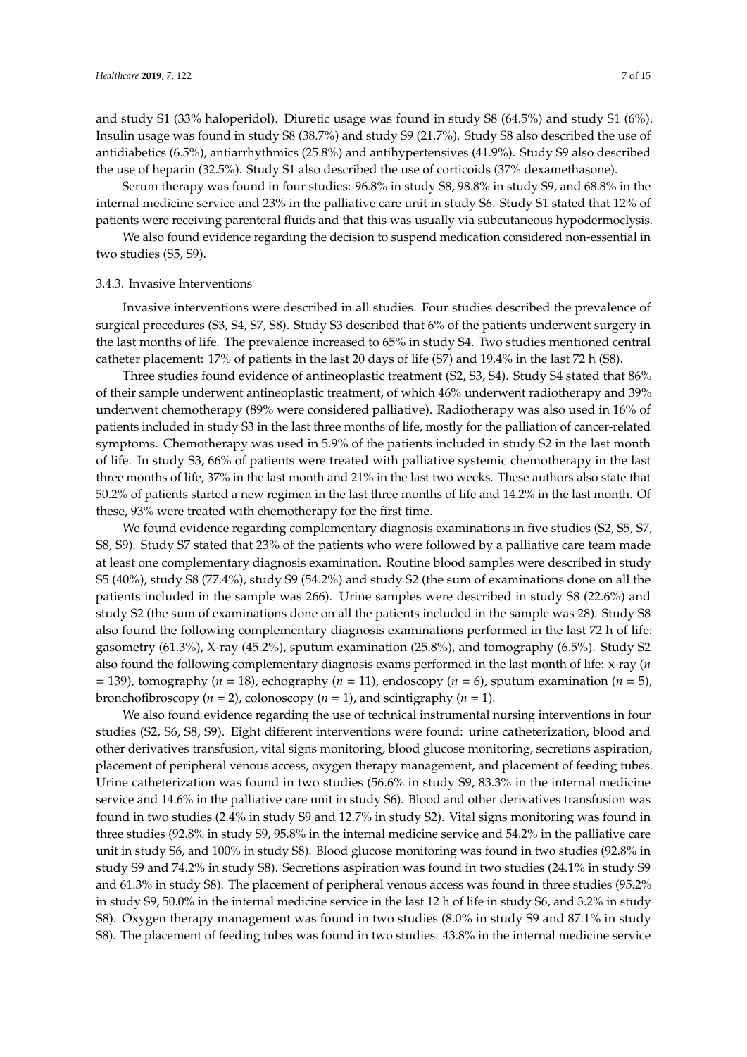and study S1 (33% haloperidol). Diuretic usage was found in study S8 (64.5%) and study S1 (6%). Insulin usage was found in study S8 (38.7%) and study S9 (21.7%). Study S8 also described the use of antidiabetics (6.5%), antiarrhythmics (25.8%) and antihypertensives (41.9%). Study S9 also described the use of heparin (32.5%). Study S1 also described the use of corticoids (37% dexamethasone).

Serum therapy was found in four studies: 96.8% in study S8, 98.8% in study S9, and 68.8% in the internal medicine service and 23% in the palliative care unit in study S6. Study S1 stated that 12% of patients were receiving parenteral fluids and that this was usually via subcutaneous hypodermoclysis.

We also found evidence regarding the decision to suspend medication considered non-essential in two studies (S5, S9).

#### 3.4.3. Invasive Interventions

Invasive interventions were described in all studies. Four studies described the prevalence of surgical procedures (S3, S4, S7, S8). Study S3 described that 6% of the patients underwent surgery in the last months of life. The prevalence increased to 65% in study S4. Two studies mentioned central catheter placement: 17% of patients in the last 20 days of life (S7) and 19.4% in the last 72 h (S8).

Three studies found evidence of antineoplastic treatment (S2, S3, S4). Study S4 stated that 86% of their sample underwent antineoplastic treatment, of which 46% underwent radiotherapy and 39% underwent chemotherapy (89% were considered palliative). Radiotherapy was also used in 16% of patients included in study S3 in the last three months of life, mostly for the palliation of cancer-related symptoms. Chemotherapy was used in 5.9% of the patients included in study S2 in the last month of life. In study S3, 66% of patients were treated with palliative systemic chemotherapy in the last three months of life, 37% in the last month and 21% in the last two weeks. These authors also state that 50.2% of patients started a new regimen in the last three months of life and 14.2% in the last month. Of these, 93% were treated with chemotherapy for the first time.

We found evidence regarding complementary diagnosis examinations in five studies (S2, S5, S7, S8, S9). Study S7 stated that 23% of the patients who were followed by a palliative care team made at least one complementary diagnosis examination. Routine blood samples were described in study S5 (40%), study S8 (77.4%), study S9 (54.2%) and study S2 (the sum of examinations done on all the patients included in the sample was 266). Urine samples were described in study S8 (22.6%) and study S2 (the sum of examinations done on all the patients included in the sample was 28). Study S8 also found the following complementary diagnosis examinations performed in the last 72 h of life: gasometry (61.3%), X-ray (45.2%), sputum examination (25.8%), and tomography (6.5%). Study S2 also found the following complementary diagnosis exams performed in the last month of life: x-ray ($n = 139$), tomography ($n = 18$), echography ($n = 11$), endoscopy ($n = 6$), sputum examination ($n = 5$), bronchofibroscopy ($n = 2$), colonoscopy ($n = 1$), and scintigraphy ($n = 1$).

We also found evidence regarding the use of technical instrumental nursing interventions in four studies (S2, S6, S8, S9). Eight different interventions were found: urine catheterization, blood and other derivatives transfusion, vital signs monitoring, blood glucose monitoring, secretions aspiration, placement of peripheral venous access, oxygen therapy management, and placement of feeding tubes. Urine catheterization was found in two studies (56.6% in study S9, 83.3% in the internal medicine service and 14.6% in the palliative care unit in study S6). Blood and other derivatives transfusion was found in two studies (2.4% in study S9 and 12.7% in study S2). Vital signs monitoring was found in three studies (92.8% in study S9, 95.8% in the internal medicine service and 54.2% in the palliative care unit in study S6, and 100% in study S8). Blood glucose monitoring was found in two studies (92.8% in study S9 and 74.2% in study S8). Secretions aspiration was found in two studies (24.1% in study S9 and 61.3% in study S8). The placement of peripheral venous access was found in three studies (95.2% in study S9, 50.0% in the internal medicine service in the last 12 h of life in study S6, and 3.2% in study S8). Oxygen therapy management was found in two studies (8.0% in study S9 and 87.1% in study S8). The placement of feeding tubes was found in two studies: 43.8% in the internal medicine service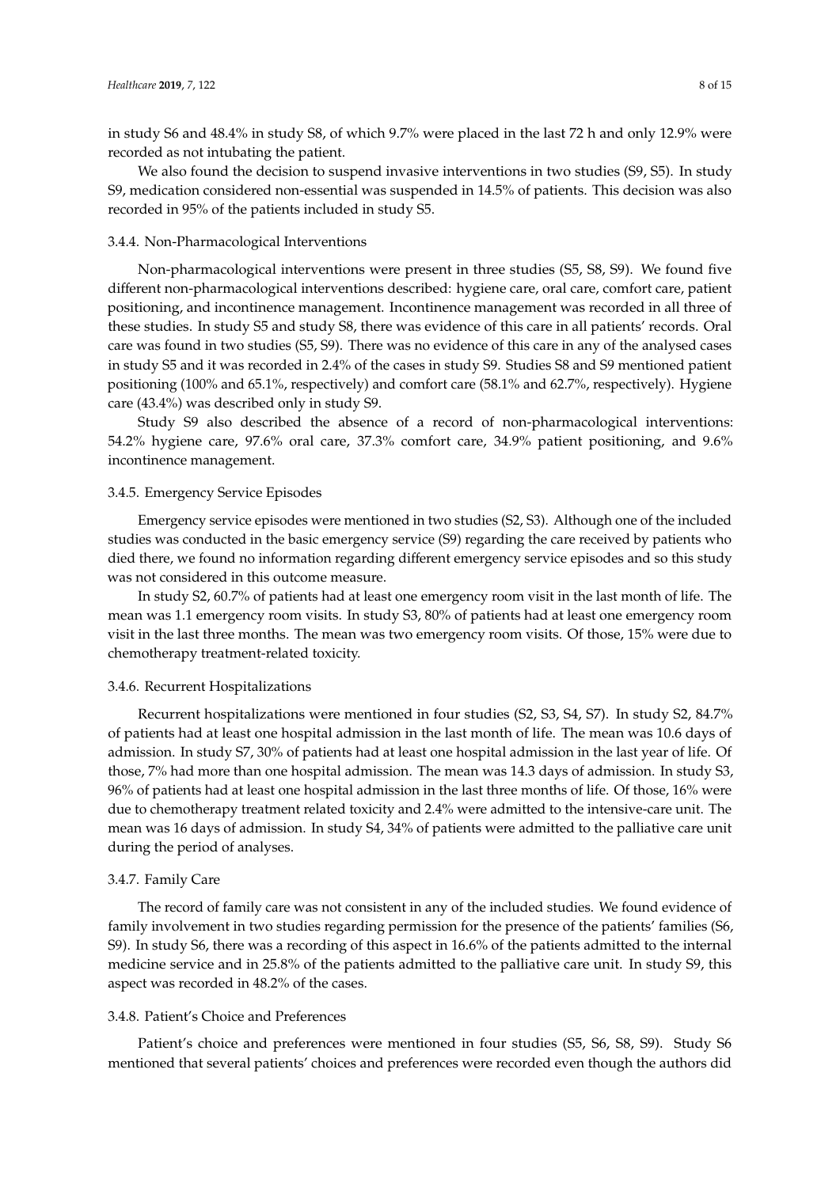in study S6 and 48.4% in study S8, of which 9.7% were placed in the last 72 h and only 12.9% were recorded as not intubating the patient.

We also found the decision to suspend invasive interventions in two studies (S9, S5). In study S9, medication considered non-essential was suspended in 14.5% of patients. This decision was also recorded in 95% of the patients included in study S5.

#### 3.4.4. Non-Pharmacological Interventions

Non-pharmacological interventions were present in three studies (S5, S8, S9). We found five different non-pharmacological interventions described: hygiene care, oral care, comfort care, patient positioning, and incontinence management. Incontinence management was recorded in all three of these studies. In study S5 and study S8, there was evidence of this care in all patients' records. Oral care was found in two studies (S5, S9). There was no evidence of this care in any of the analysed cases in study S5 and it was recorded in 2.4% of the cases in study S9. Studies S8 and S9 mentioned patient positioning (100% and 65.1%, respectively) and comfort care (58.1% and 62.7%, respectively). Hygiene care (43.4%) was described only in study S9.

Study S9 also described the absence of a record of non-pharmacological interventions: 54.2% hygiene care, 97.6% oral care, 37.3% comfort care, 34.9% patient positioning, and 9.6% incontinence management.

#### 3.4.5. Emergency Service Episodes

Emergency service episodes were mentioned in two studies (S2, S3). Although one of the included studies was conducted in the basic emergency service (S9) regarding the care received by patients who died there, we found no information regarding different emergency service episodes and so this study was not considered in this outcome measure.

In study S2, 60.7% of patients had at least one emergency room visit in the last month of life. The mean was 1.1 emergency room visits. In study S3, 80% of patients had at least one emergency room visit in the last three months. The mean was two emergency room visits. Of those, 15% were due to chemotherapy treatment-related toxicity.

#### 3.4.6. Recurrent Hospitalizations

Recurrent hospitalizations were mentioned in four studies (S2, S3, S4, S7). In study S2, 84.7% of patients had at least one hospital admission in the last month of life. The mean was 10.6 days of admission. In study S7, 30% of patients had at least one hospital admission in the last year of life. Of those, 7% had more than one hospital admission. The mean was 14.3 days of admission. In study S3, 96% of patients had at least one hospital admission in the last three months of life. Of those, 16% were due to chemotherapy treatment related toxicity and 2.4% were admitted to the intensive-care unit. The mean was 16 days of admission. In study S4, 34% of patients were admitted to the palliative care unit during the period of analyses.

#### 3.4.7. Family Care

The record of family care was not consistent in any of the included studies. We found evidence of family involvement in two studies regarding permission for the presence of the patients' families (S6, S9). In study S6, there was a recording of this aspect in 16.6% of the patients admitted to the internal medicine service and in 25.8% of the patients admitted to the palliative care unit. In study S9, this aspect was recorded in 48.2% of the cases.

#### 3.4.8. Patient's Choice and Preferences

Patient's choice and preferences were mentioned in four studies (S5, S6, S8, S9). Study S6 mentioned that several patients' choices and preferences were recorded even though the authors did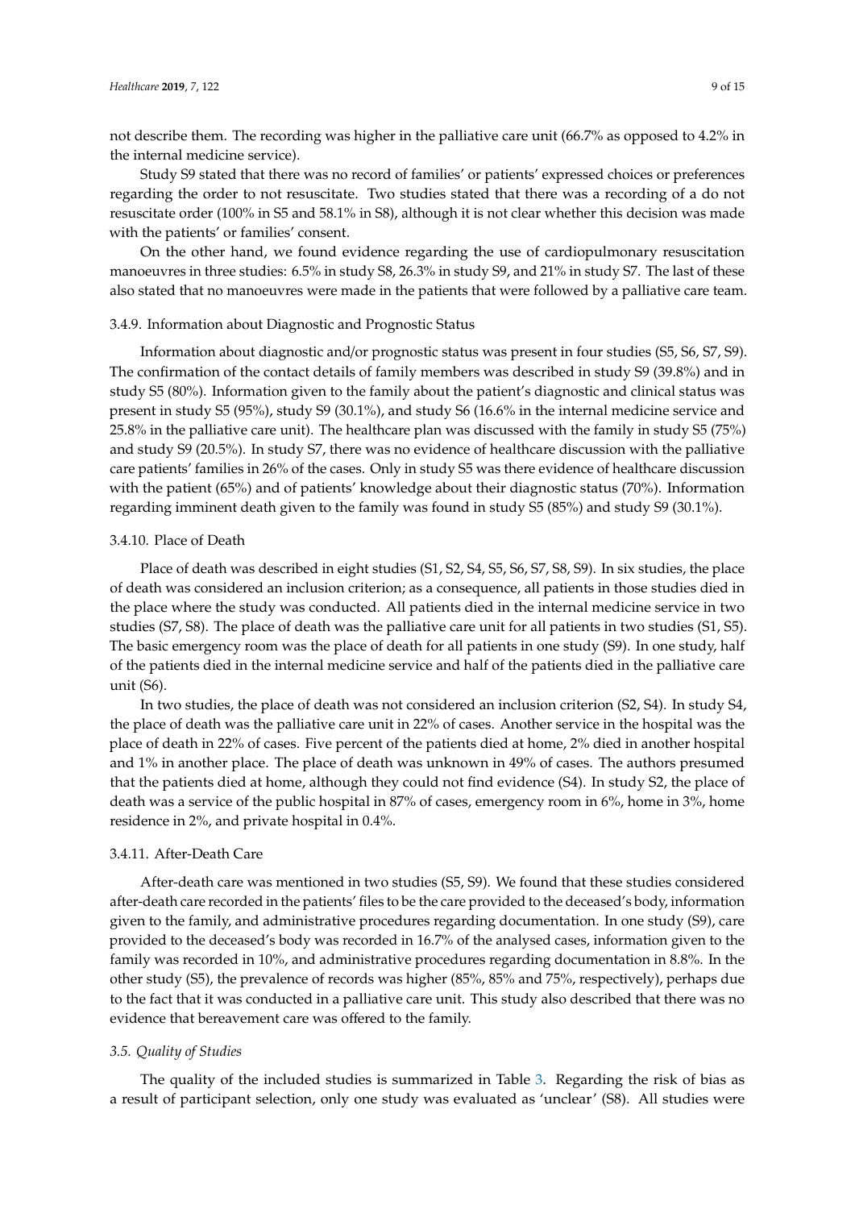not describe them. The recording was higher in the palliative care unit (66.7% as opposed to 4.2% in the internal medicine service).

Study S9 stated that there was no record of families' or patients' expressed choices or preferences regarding the order to not resuscitate. Two studies stated that there was a recording of a do not resuscitate order (100% in S5 and 58.1% in S8), although it is not clear whether this decision was made with the patients' or families' consent.

On the other hand, we found evidence regarding the use of cardiopulmonary resuscitation manoeuvres in three studies: 6.5% in study S8, 26.3% in study S9, and 21% in study S7. The last of these also stated that no manoeuvres were made in the patients that were followed by a palliative care team.

#### 3.4.9. Information about Diagnostic and Prognostic Status

Information about diagnostic and/or prognostic status was present in four studies (S5, S6, S7, S9). The confirmation of the contact details of family members was described in study S9 (39.8%) and in study S5 (80%). Information given to the family about the patient's diagnostic and clinical status was present in study S5 (95%), study S9 (30.1%), and study S6 (16.6% in the internal medicine service and 25.8% in the palliative care unit). The healthcare plan was discussed with the family in study S5 (75%) and study S9 (20.5%). In study S7, there was no evidence of healthcare discussion with the palliative care patients' families in 26% of the cases. Only in study S5 was there evidence of healthcare discussion with the patient (65%) and of patients' knowledge about their diagnostic status (70%). Information regarding imminent death given to the family was found in study S5 (85%) and study S9 (30.1%).

#### 3.4.10. Place of Death

Place of death was described in eight studies (S1, S2, S4, S5, S6, S7, S8, S9). In six studies, the place of death was considered an inclusion criterion; as a consequence, all patients in those studies died in the place where the study was conducted. All patients died in the internal medicine service in two studies (S7, S8). The place of death was the palliative care unit for all patients in two studies (S1, S5). The basic emergency room was the place of death for all patients in one study (S9). In one study, half of the patients died in the internal medicine service and half of the patients died in the palliative care unit (S6).

In two studies, the place of death was not considered an inclusion criterion (S2, S4). In study S4, the place of death was the palliative care unit in 22% of cases. Another service in the hospital was the place of death in 22% of cases. Five percent of the patients died at home, 2% died in another hospital and 1% in another place. The place of death was unknown in 49% of cases. The authors presumed that the patients died at home, although they could not find evidence (S4). In study S2, the place of death was a service of the public hospital in 87% of cases, emergency room in 6%, home in 3%, home residence in 2%, and private hospital in 0.4%.

#### 3.4.11. After-Death Care

After-death care was mentioned in two studies (S5, S9). We found that these studies considered after-death care recorded in the patients' files to be the care provided to the deceased's body, information given to the family, and administrative procedures regarding documentation. In one study (S9), care provided to the deceased's body was recorded in 16.7% of the analysed cases, information given to the family was recorded in 10%, and administrative procedures regarding documentation in 8.8%. In the other study (S5), the prevalence of records was higher (85%, 85% and 75%, respectively), perhaps due to the fact that it was conducted in a palliative care unit. This study also described that there was no evidence that bereavement care was offered to the family.

### *3.5. Quality of Studies*

The quality of the included studies is summarized in Table 3. Regarding the risk of bias as a result of participant selection, only one study was evaluated as 'unclear' (S8). All studies were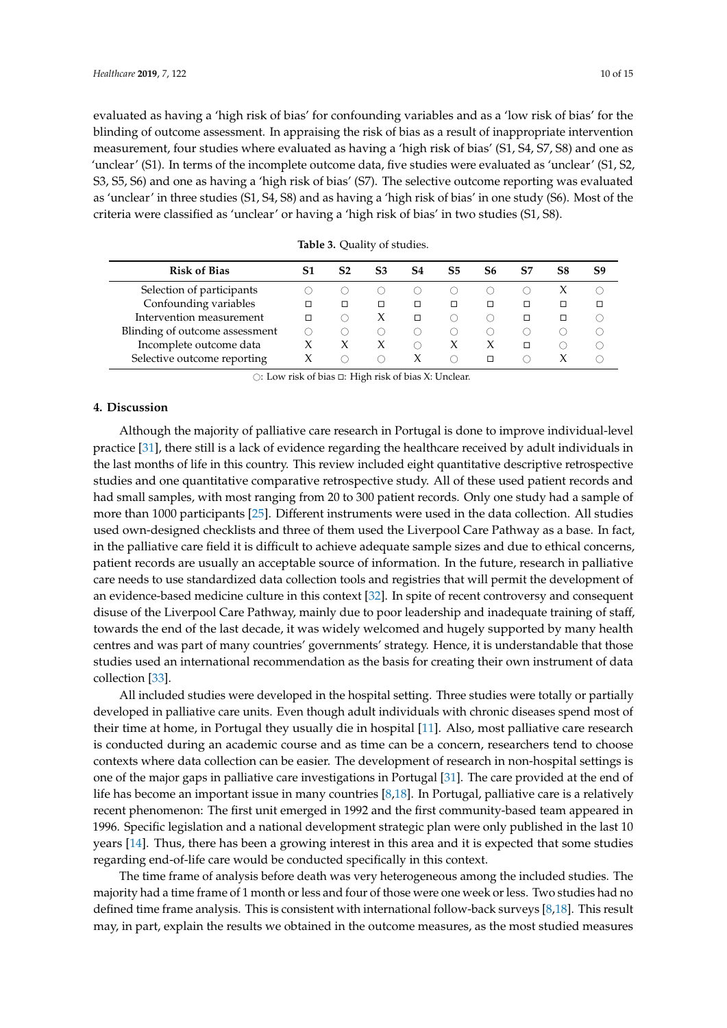evaluated as having a 'high risk of bias' for confounding variables and as a 'low risk of bias' for the blinding of outcome assessment. In appraising the risk of bias as a result of inappropriate intervention measurement, four studies where evaluated as having a 'high risk of bias' (S1, S4, S7, S8) and one as 'unclear' (S1). In terms of the incomplete outcome data, five studies were evaluated as 'unclear' (S1, S2, S3, S5, S6) and one as having a 'high risk of bias' (S7). The selective outcome reporting was evaluated as 'unclear' in three studies (S1, S4, S8) and as having a 'high risk of bias' in one study (S6). Most of the criteria were classified as 'unclear' or having a 'high risk of bias' in two studies (S1, S8).

**Table 3.** Quality of studies.

| Risk of Bias | S1 | S2 | S3 | S4 | S5 | S6 | S7 | S8 | S9 |
|---|---|---|---|---|---|---|---|---|---|
| Selection of participants | ○ | ○ | ○ | ○ | ○ | ○ | ○ | X | ○ |
| Confounding variables | □ | □ | □ | □ | □ | □ | □ | □ | □ |
| Intervention measurement | □ | ○ | X | □ | ○ | ○ | □ | □ | ○ |
| Blinding of outcome assessment | ○ | ○ | ○ | ○ | ○ | ○ | ○ | ○ | ○ |
| Incomplete outcome data | X | X | X | ○ | X | X | □ | ○ | ○ |
| Selective outcome reporting | X | ○ | ○ | X | ○ | □ | ○ | X | ○ |

○: Low risk of bias □: High risk of bias X: Unclear.

## 4. Discussion

Although the majority of palliative care research in Portugal is done to improve individual-level practice [31], there still is a lack of evidence regarding the healthcare received by adult individuals in the last months of life in this country. This review included eight quantitative descriptive retrospective studies and one quantitative comparative retrospective study. All of these used patient records and had small samples, with most ranging from 20 to 300 patient records. Only one study had a sample of more than 1000 participants [25]. Different instruments were used in the data collection. All studies used own-designed checklists and three of them used the Liverpool Care Pathway as a base. In fact, in the palliative care field it is difficult to achieve adequate sample sizes and due to ethical concerns, patient records are usually an acceptable source of information. In the future, research in palliative care needs to use standardized data collection tools and registries that will permit the development of an evidence-based medicine culture in this context [32]. In spite of recent controversy and consequent disuse of the Liverpool Care Pathway, mainly due to poor leadership and inadequate training of staff, towards the end of the last decade, it was widely welcomed and hugely supported by many health centres and was part of many countries' governments' strategy. Hence, it is understandable that those studies used an international recommendation as the basis for creating their own instrument of data collection [33].

All included studies were developed in the hospital setting. Three studies were totally or partially developed in palliative care units. Even though adult individuals with chronic diseases spend most of their time at home, in Portugal they usually die in hospital [11]. Also, most palliative care research is conducted during an academic course and as time can be a concern, researchers tend to choose contexts where data collection can be easier. The development of research in non-hospital settings is one of the major gaps in palliative care investigations in Portugal [31]. The care provided at the end of life has become an important issue in many countries [8,18]. In Portugal, palliative care is a relatively recent phenomenon: The first unit emerged in 1992 and the first community-based team appeared in 1996. Specific legislation and a national development strategic plan were only published in the last 10 years [14]. Thus, there has been a growing interest in this area and it is expected that some studies regarding end-of-life care would be conducted specifically in this context.

The time frame of analysis before death was very heterogeneous among the included studies. The majority had a time frame of 1 month or less and four of those were one week or less. Two studies had no defined time frame analysis. This is consistent with international follow-back surveys [8,18]. This result may, in part, explain the results we obtained in the outcome measures, as the most studied measures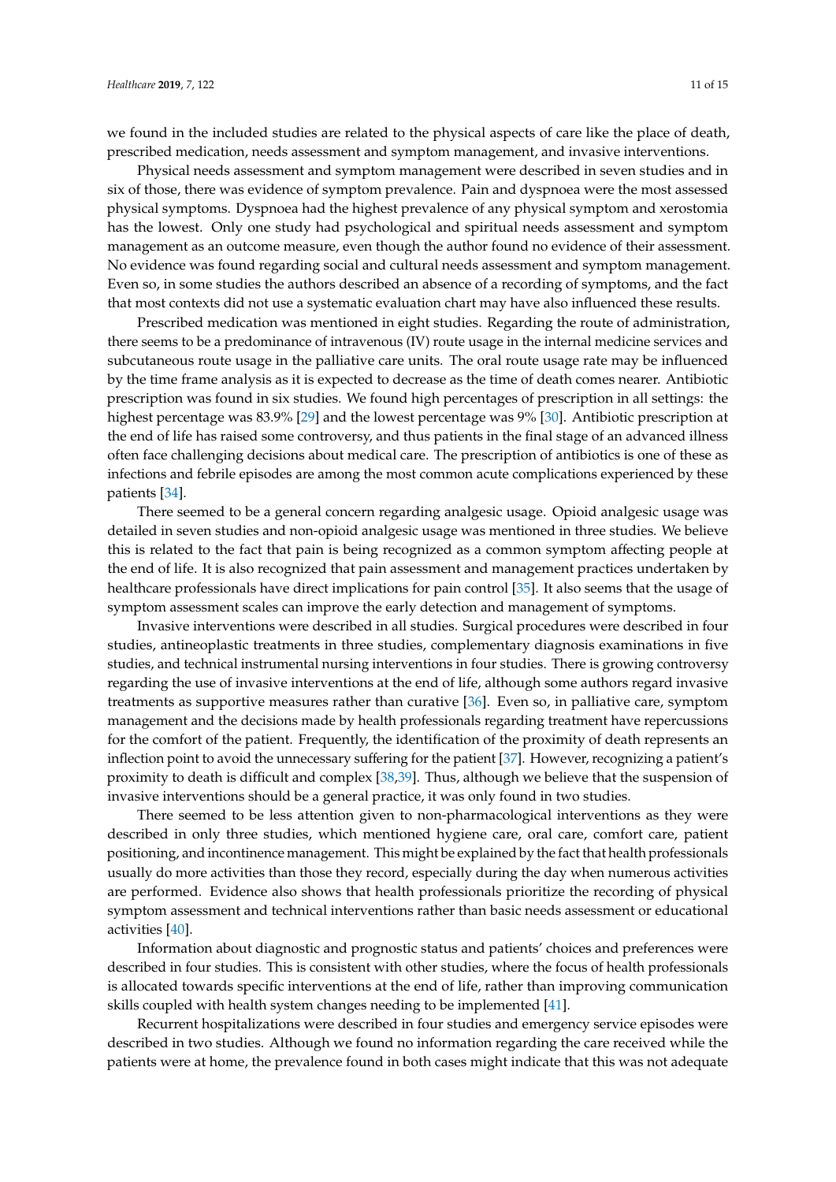we found in the included studies are related to the physical aspects of care like the place of death, prescribed medication, needs assessment and symptom management, and invasive interventions.

Physical needs assessment and symptom management were described in seven studies and in six of those, there was evidence of symptom prevalence. Pain and dyspnoea were the most assessed physical symptoms. Dyspnoea had the highest prevalence of any physical symptom and xerostomia has the lowest. Only one study had psychological and spiritual needs assessment and symptom management as an outcome measure, even though the author found no evidence of their assessment. No evidence was found regarding social and cultural needs assessment and symptom management. Even so, in some studies the authors described an absence of a recording of symptoms, and the fact that most contexts did not use a systematic evaluation chart may have also influenced these results.

Prescribed medication was mentioned in eight studies. Regarding the route of administration, there seems to be a predominance of intravenous (IV) route usage in the internal medicine services and subcutaneous route usage in the palliative care units. The oral route usage rate may be influenced by the time frame analysis as it is expected to decrease as the time of death comes nearer. Antibiotic prescription was found in six studies. We found high percentages of prescription in all settings: the highest percentage was 83.9% [29] and the lowest percentage was 9% [30]. Antibiotic prescription at the end of life has raised some controversy, and thus patients in the final stage of an advanced illness often face challenging decisions about medical care. The prescription of antibiotics is one of these as infections and febrile episodes are among the most common acute complications experienced by these patients [34].

There seemed to be a general concern regarding analgesic usage. Opioid analgesic usage was detailed in seven studies and non-opioid analgesic usage was mentioned in three studies. We believe this is related to the fact that pain is being recognized as a common symptom affecting people at the end of life. It is also recognized that pain assessment and management practices undertaken by healthcare professionals have direct implications for pain control [35]. It also seems that the usage of symptom assessment scales can improve the early detection and management of symptoms.

Invasive interventions were described in all studies. Surgical procedures were described in four studies, antineoplastic treatments in three studies, complementary diagnosis examinations in five studies, and technical instrumental nursing interventions in four studies. There is growing controversy regarding the use of invasive interventions at the end of life, although some authors regard invasive treatments as supportive measures rather than curative [36]. Even so, in palliative care, symptom management and the decisions made by health professionals regarding treatment have repercussions for the comfort of the patient. Frequently, the identification of the proximity of death represents an inflection point to avoid the unnecessary suffering for the patient [37]. However, recognizing a patient's proximity to death is difficult and complex [38,39]. Thus, although we believe that the suspension of invasive interventions should be a general practice, it was only found in two studies.

There seemed to be less attention given to non-pharmacological interventions as they were described in only three studies, which mentioned hygiene care, oral care, comfort care, patient positioning, and incontinence management. This might be explained by the fact that health professionals usually do more activities than those they record, especially during the day when numerous activities are performed. Evidence also shows that health professionals prioritize the recording of physical symptom assessment and technical interventions rather than basic needs assessment or educational activities [40].

Information about diagnostic and prognostic status and patients' choices and preferences were described in four studies. This is consistent with other studies, where the focus of health professionals is allocated towards specific interventions at the end of life, rather than improving communication skills coupled with health system changes needing to be implemented [41].

Recurrent hospitalizations were described in four studies and emergency service episodes were described in two studies. Although we found no information regarding the care received while the patients were at home, the prevalence found in both cases might indicate that this was not adequate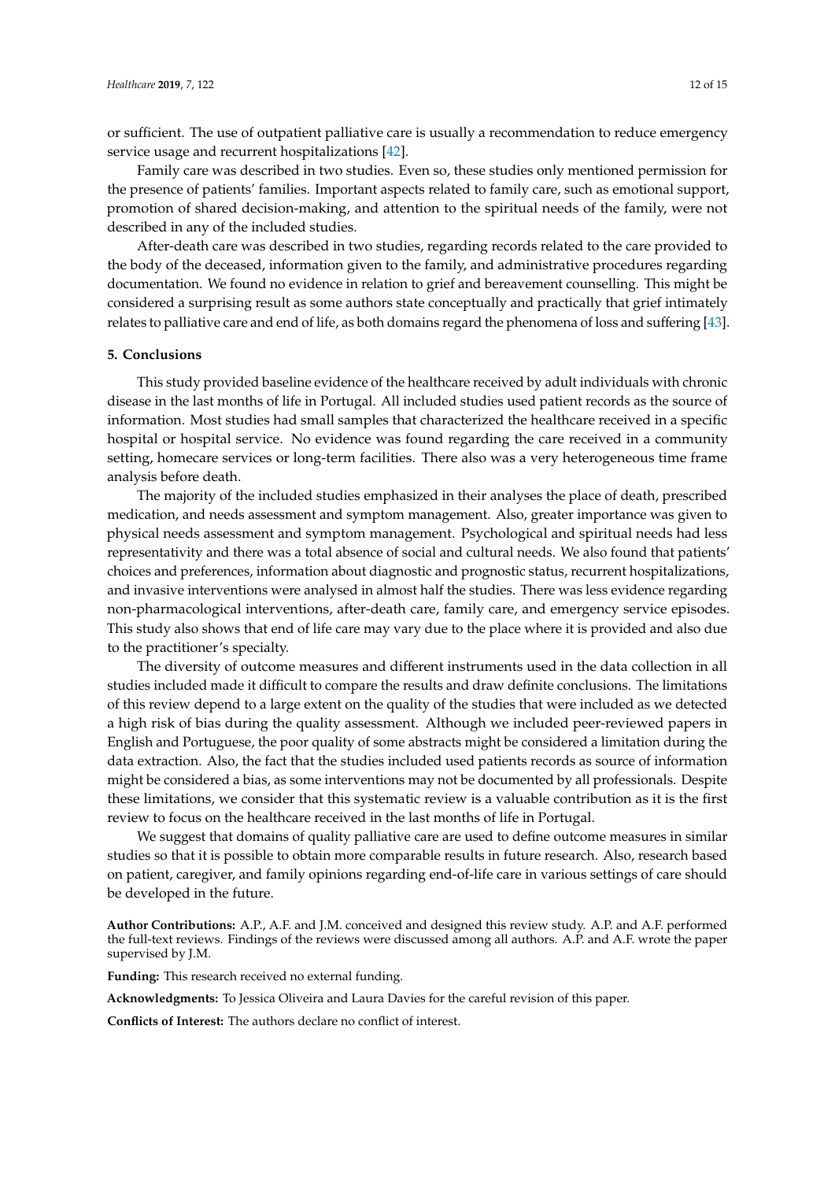or sufficient. The use of outpatient palliative care is usually a recommendation to reduce emergency service usage and recurrent hospitalizations [42].

Family care was described in two studies. Even so, these studies only mentioned permission for the presence of patients' families. Important aspects related to family care, such as emotional support, promotion of shared decision-making, and attention to the spiritual needs of the family, were not described in any of the included studies.

After-death care was described in two studies, regarding records related to the care provided to the body of the deceased, information given to the family, and administrative procedures regarding documentation. We found no evidence in relation to grief and bereavement counselling. This might be considered a surprising result as some authors state conceptually and practically that grief intimately relates to palliative care and end of life, as both domains regard the phenomena of loss and suffering [43].

## 5. Conclusions

This study provided baseline evidence of the healthcare received by adult individuals with chronic disease in the last months of life in Portugal. All included studies used patient records as the source of information. Most studies had small samples that characterized the healthcare received in a specific hospital or hospital service. No evidence was found regarding the care received in a community setting, homecare services or long-term facilities. There also was a very heterogeneous time frame analysis before death.

The majority of the included studies emphasized in their analyses the place of death, prescribed medication, and needs assessment and symptom management. Also, greater importance was given to physical needs assessment and symptom management. Psychological and spiritual needs had less representativity and there was a total absence of social and cultural needs. We also found that patients' choices and preferences, information about diagnostic and prognostic status, recurrent hospitalizations, and invasive interventions were analysed in almost half the studies. There was less evidence regarding non-pharmacological interventions, after-death care, family care, and emergency service episodes. This study also shows that end of life care may vary due to the place where it is provided and also due to the practitioner's specialty.

The diversity of outcome measures and different instruments used in the data collection in all studies included made it difficult to compare the results and draw definite conclusions. The limitations of this review depend to a large extent on the quality of the studies that were included as we detected a high risk of bias during the quality assessment. Although we included peer-reviewed papers in English and Portuguese, the poor quality of some abstracts might be considered a limitation during the data extraction. Also, the fact that the studies included used patients records as source of information might be considered a bias, as some interventions may not be documented by all professionals. Despite these limitations, we consider that this systematic review is a valuable contribution as it is the first review to focus on the healthcare received in the last months of life in Portugal.

We suggest that domains of quality palliative care are used to define outcome measures in similar studies so that it is possible to obtain more comparable results in future research. Also, research based on patient, caregiver, and family opinions regarding end-of-life care in various settings of care should be developed in the future.

**Author Contributions:** A.P., A.F. and J.M. conceived and designed this review study. A.P. and A.F. performed the full-text reviews. Findings of the reviews were discussed among all authors. A.P. and A.F. wrote the paper supervised by J.M.

**Funding:** This research received no external funding.

**Acknowledgments:** To Jessica Oliveira and Laura Davies for the careful revision of this paper.

**Conflicts of Interest:** The authors declare no conflict of interest.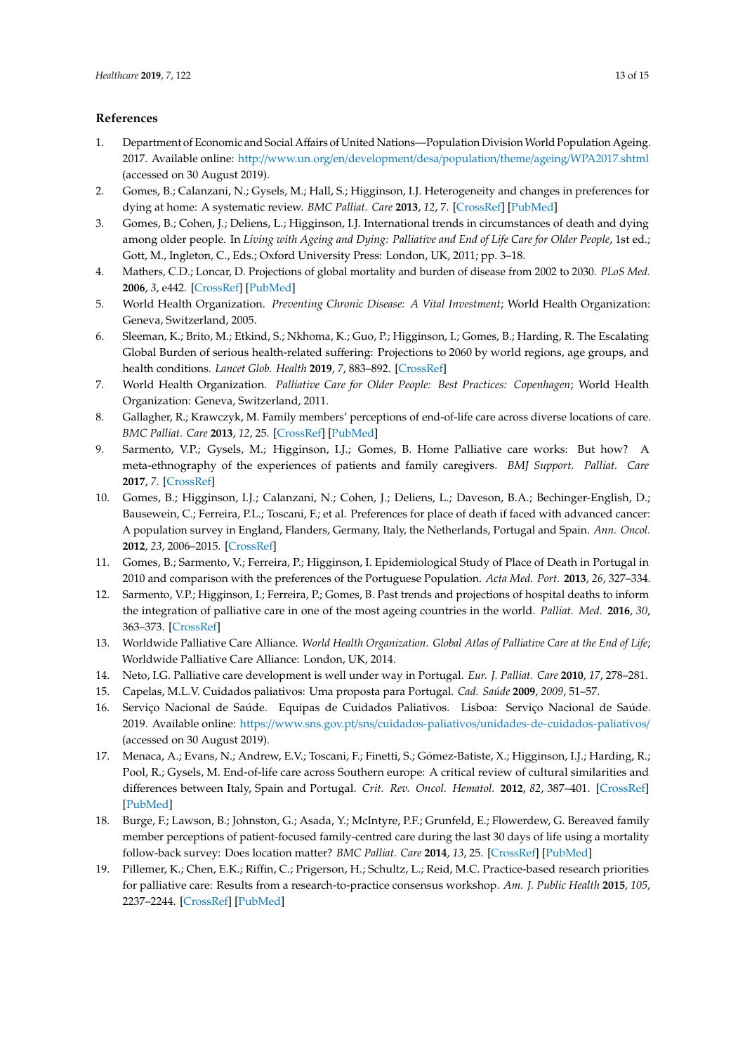## References

1. Department of Economic and Social Affairs of United Nations—Population Division World Population Ageing. 2017. Available online: http://www.un.org/en/development/desa/population/theme/ageing/WPA2017.shtml (accessed on 30 August 2019).
2. Gomes, B.; Calanzani, N.; Gysels, M.; Hall, S.; Higginson, I.J. Heterogeneity and changes in preferences for dying at home: A systematic review. *BMC Palliat. Care* **2013**, *12*, 7. [CrossRef] [PubMed]
3. Gomes, B.; Cohen, J.; Deliens, L.; Higginson, I.J. International trends in circumstances of death and dying among older people. In *Living with Ageing and Dying: Palliative and End of Life Care for Older People*, 1st ed.; Gott, M., Ingleton, C., Eds.; Oxford University Press: London, UK, 2011; pp. 3–18.
4. Mathers, C.D.; Loncar, D. Projections of global mortality and burden of disease from 2002 to 2030. *PLoS Med.* **2006**, *3*, e442. [CrossRef] [PubMed]
5. World Health Organization. *Preventing Chronic Disease: A Vital Investment*; World Health Organization: Geneva, Switzerland, 2005.
6. Sleeman, K.; Brito, M.; Etkind, S.; Nkhoma, K.; Guo, P.; Higginson, I.; Gomes, B.; Harding, R. The Escalating Global Burden of serious health-related suffering: Projections to 2060 by world regions, age groups, and health conditions. *Lancet Glob. Health* **2019**, *7*, 883–892. [CrossRef]
7. World Health Organization. *Palliative Care for Older People: Best Practices: Copenhagen*; World Health Organization: Geneva, Switzerland, 2011.
8. Gallagher, R.; Krawczyk, M. Family members' perceptions of end-of-life care across diverse locations of care. *BMC Palliat. Care* **2013**, *12*, 25. [CrossRef] [PubMed]
9. Sarmento, V.P.; Gysels, M.; Higginson, I.J.; Gomes, B. Home Palliative care works: But how? A meta-ethnography of the experiences of patients and family caregivers. *BMJ Support. Palliat. Care* **2017**, *7*. [CrossRef]
10. Gomes, B.; Higginson, I.J.; Calanzani, N.; Cohen, J.; Deliens, L.; Daveson, B.A.; Bechinger-English, D.; Bausewein, C.; Ferreira, P.L.; Toscani, F.; et al. Preferences for place of death if faced with advanced cancer: A population survey in England, Flanders, Germany, Italy, the Netherlands, Portugal and Spain. *Ann. Oncol.* **2012**, *23*, 2006–2015. [CrossRef]
11. Gomes, B.; Sarmento, V.; Ferreira, P.; Higginson, I. Epidemiological Study of Place of Death in Portugal in 2010 and comparison with the preferences of the Portuguese Population. *Acta Med. Port.* **2013**, *26*, 327–334.
12. Sarmento, V.P.; Higginson, I.; Ferreira, P.; Gomes, B. Past trends and projections of hospital deaths to inform the integration of palliative care in one of the most ageing countries in the world. *Palliat. Med.* **2016**, *30*, 363–373. [CrossRef]
13. Worldwide Palliative Care Alliance. *World Health Organization. Global Atlas of Palliative Care at the End of Life*; Worldwide Palliative Care Alliance: London, UK, 2014.
14. Neto, I.G. Palliative care development is well under way in Portugal. *Eur. J. Palliat. Care* **2010**, *17*, 278–281.
15. Capelas, M.L.V. Cuidados paliativos: Uma proposta para Portugal. *Cad. Saúde* **2009**, *2009*, 51–57.
16. Serviço Nacional de Saúde. Equipas de Cuidados Paliativos. Lisboa: Serviço Nacional de Saúde. 2019. Available online: https://www.sns.gov.pt/sns/cuidados-paliativos/unidades-de-cuidados-paliativos/ (accessed on 30 August 2019).
17. Menaca, A.; Evans, N.; Andrew, E.V.; Toscani, F.; Finetti, S.; Gómez-Batiste, X.; Higginson, I.J.; Harding, R.; Pool, R.; Gysels, M. End-of-life care across Southern europe: A critical review of cultural similarities and differences between Italy, Spain and Portugal. *Crit. Rev. Oncol. Hematol.* **2012**, *82*, 387–401. [CrossRef] [PubMed]
18. Burge, F.; Lawson, B.; Johnston, G.; Asada, Y.; McIntyre, P.F.; Grunfeld, E.; Flowerdew, G. Bereaved family member perceptions of patient-focused family-centred care during the last 30 days of life using a mortality follow-back survey: Does location matter? *BMC Palliat. Care* **2014**, *13*, 25. [CrossRef] [PubMed]
19. Pillemer, K.; Chen, E.K.; Riffin, C.; Prigerson, H.; Schultz, L.; Reid, M.C. Practice-based research priorities for palliative care: Results from a research-to-practice consensus workshop. *Am. J. Public Health* **2015**, *105*, 2237–2244. [CrossRef] [PubMed]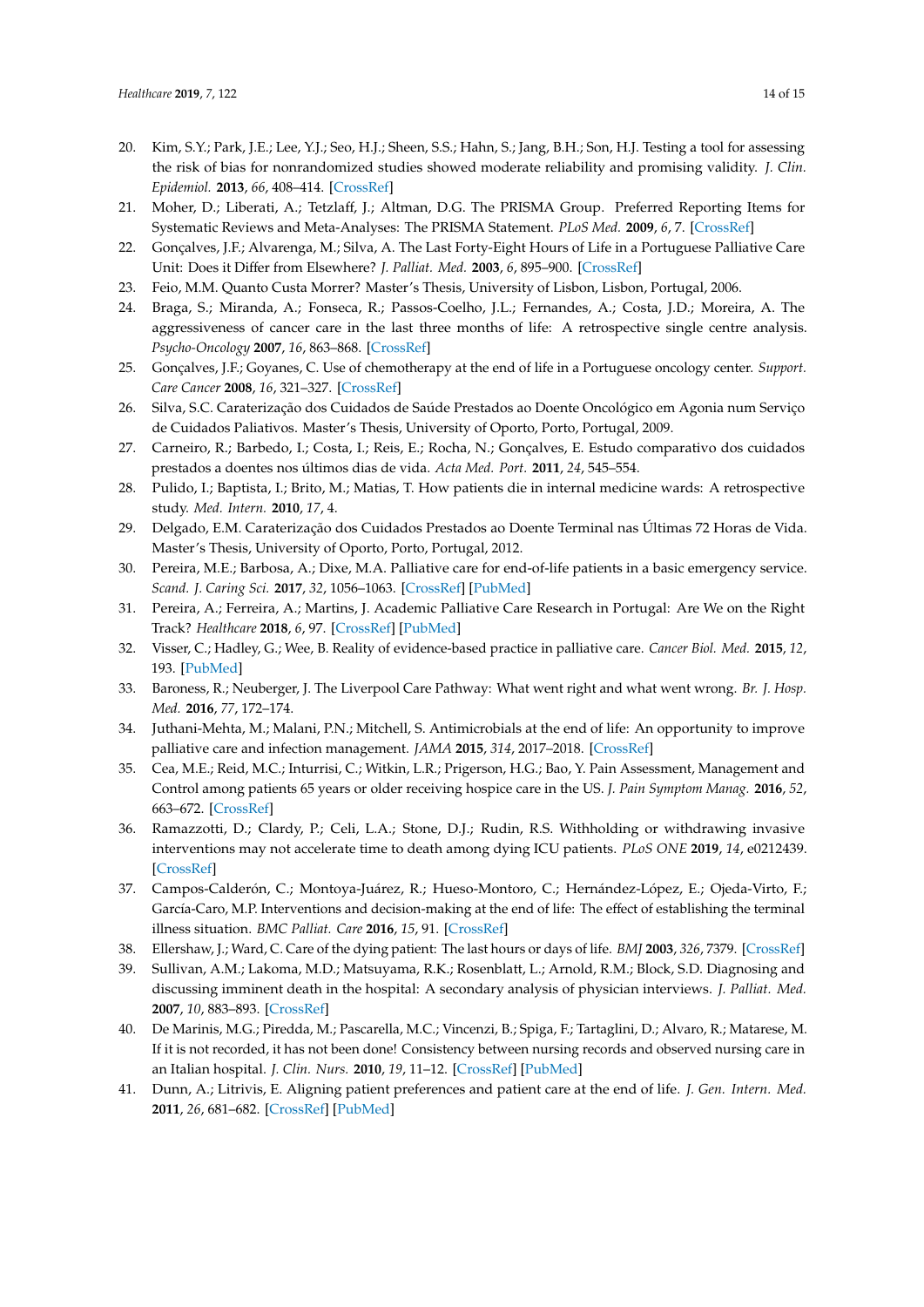20. Kim, S.Y.; Park, J.E.; Lee, Y.J.; Seo, H.J.; Sheen, S.S.; Hahn, S.; Jang, B.H.; Son, H.J. Testing a tool for assessing the risk of bias for nonrandomized studies showed moderate reliability and promising validity. *J. Clin. Epidemiol.* **2013**, *66*, 408–414. [CrossRef]
21. Moher, D.; Liberati, A.; Tetzlaff, J.; Altman, D.G. The PRISMA Group. Preferred Reporting Items for Systematic Reviews and Meta-Analyses: The PRISMA Statement. *PLoS Med.* **2009**, *6*, 7. [CrossRef]
22. Gonçalves, J.F.; Alvarenga, M.; Silva, A. The Last Forty-Eight Hours of Life in a Portuguese Palliative Care Unit: Does it Differ from Elsewhere? *J. Palliat. Med.* **2003**, *6*, 895–900. [CrossRef]
23. Feio, M.M. Quanto Custa Morrer? Master's Thesis, University of Lisbon, Lisbon, Portugal, 2006.
24. Braga, S.; Miranda, A.; Fonseca, R.; Passos-Coelho, J.L.; Fernandes, A.; Costa, J.D.; Moreira, A. The aggressiveness of cancer care in the last three months of life: A retrospective single centre analysis. *Psycho-Oncology* **2007**, *16*, 863–868. [CrossRef]
25. Gonçalves, J.F.; Goyanes, C. Use of chemotherapy at the end of life in a Portuguese oncology center. *Support. Care Cancer* **2008**, *16*, 321–327. [CrossRef]
26. Silva, S.C. Caraterização dos Cuidados de Saúde Prestados ao Doente Oncológico em Agonia num Serviço de Cuidados Paliativos. Master's Thesis, University of Oporto, Porto, Portugal, 2009.
27. Carneiro, R.; Barbedo, I.; Costa, I.; Reis, E.; Rocha, N.; Gonçalves, E. Estudo comparativo dos cuidados prestados a doentes nos últimos dias de vida. *Acta Med. Port.* **2011**, *24*, 545–554.
28. Pulido, I.; Baptista, I.; Brito, M.; Matias, T. How patients die in internal medicine wards: A retrospective study. *Med. Intern.* **2010**, *17*, 4.
29. Delgado, E.M. Caraterização dos Cuidados Prestados ao Doente Terminal nas Últimas 72 Horas de Vida. Master's Thesis, University of Oporto, Porto, Portugal, 2012.
30. Pereira, M.E.; Barbosa, A.; Dixe, M.A. Palliative care for end-of-life patients in a basic emergency service. *Scand. J. Caring Sci.* **2017**, *32*, 1056–1063. [CrossRef] [PubMed]
31. Pereira, A.; Ferreira, A.; Martins, J. Academic Palliative Care Research in Portugal: Are We on the Right Track? *Healthcare* **2018**, *6*, 97. [CrossRef] [PubMed]
32. Visser, C.; Hadley, G.; Wee, B. Reality of evidence-based practice in palliative care. *Cancer Biol. Med.* **2015**, *12*, 193. [PubMed]
33. Baroness, R.; Neuberger, J. The Liverpool Care Pathway: What went right and what went wrong. *Br. J. Hosp. Med.* **2016**, *77*, 172–174.
34. Juthani-Mehta, M.; Malani, P.N.; Mitchell, S. Antimicrobials at the end of life: An opportunity to improve palliative care and infection management. *JAMA* **2015**, *314*, 2017–2018. [CrossRef]
35. Cea, M.E.; Reid, M.C.; Inturrisi, C.; Witkin, L.R.; Prigerson, H.G.; Bao, Y. Pain Assessment, Management and Control among patients 65 years or older receiving hospice care in the US. *J. Pain Symptom Manag.* **2016**, *52*, 663–672. [CrossRef]
36. Ramazzotti, D.; Clardy, P.; Celi, L.A.; Stone, D.J.; Rudin, R.S. Withholding or withdrawing invasive interventions may not accelerate time to death among dying ICU patients. *PLoS ONE* **2019**, *14*, e0212439. [CrossRef]
37. Campos-Calderón, C.; Montoya-Juárez, R.; Hueso-Montoro, C.; Hernández-López, E.; Ojeda-Virto, F.; García-Caro, M.P. Interventions and decision-making at the end of life: The effect of establishing the terminal illness situation. *BMC Palliat. Care* **2016**, *15*, 91. [CrossRef]
38. Ellershaw, J.; Ward, C. Care of the dying patient: The last hours or days of life. *BMJ* **2003**, *326*, 7379. [CrossRef]
39. Sullivan, A.M.; Lakoma, M.D.; Matsuyama, R.K.; Rosenblatt, L.; Arnold, R.M.; Block, S.D. Diagnosing and discussing imminent death in the hospital: A secondary analysis of physician interviews. *J. Palliat. Med.* **2007**, *10*, 883–893. [CrossRef]
40. De Marinis, M.G.; Piredda, M.; Pascarella, M.C.; Vincenzi, B.; Spiga, F.; Tartaglini, D.; Alvaro, R.; Matarese, M. If it is not recorded, it has not been done! Consistency between nursing records and observed nursing care in an Italian hospital. *J. Clin. Nurs.* **2010**, *19*, 11–12. [CrossRef] [PubMed]
41. Dunn, A.; Litrivis, E. Aligning patient preferences and patient care at the end of life. *J. Gen. Intern. Med.* **2011**, *26*, 681–682. [CrossRef] [PubMed]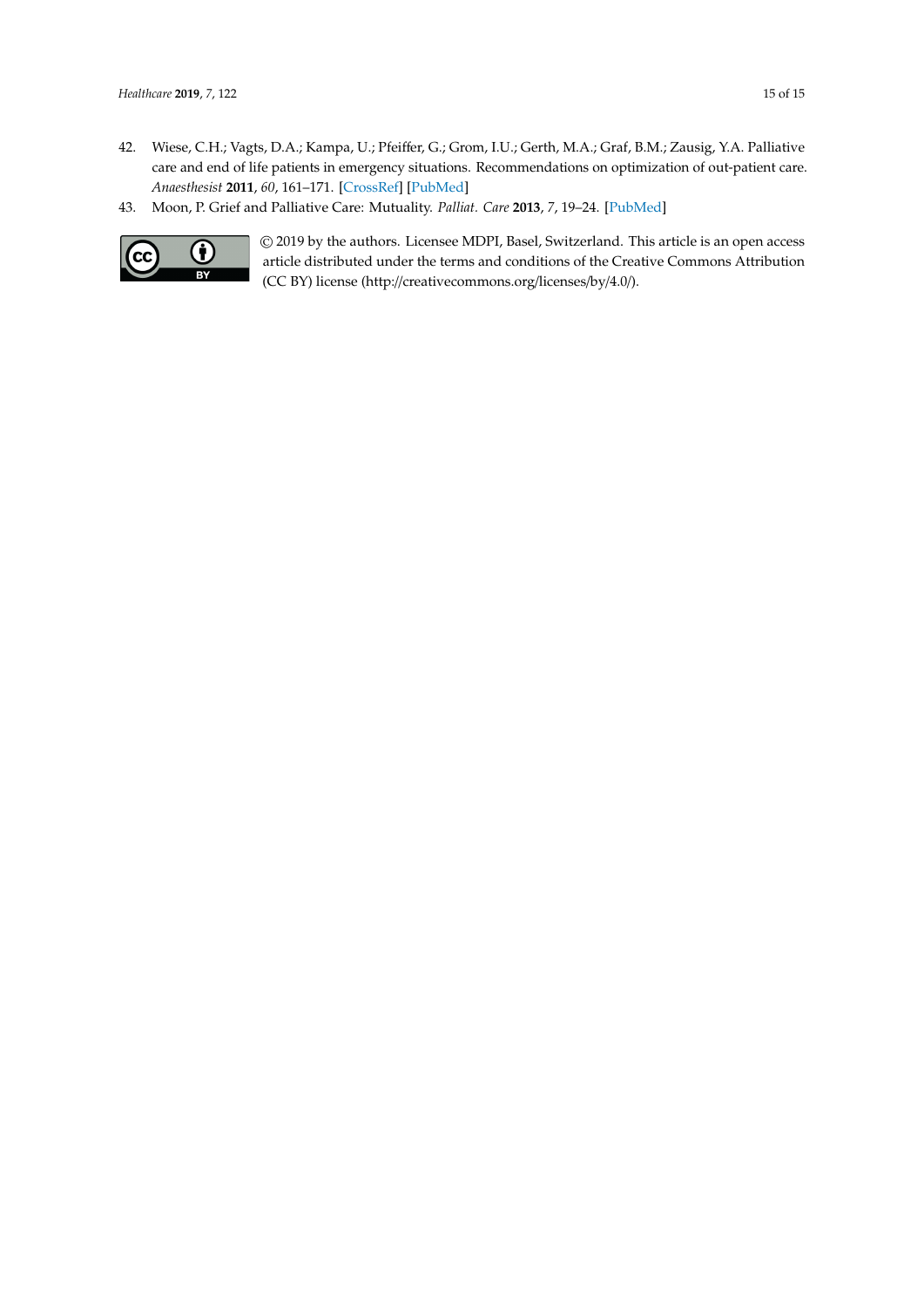42. Wiese, C.H.; Vagts, D.A.; Kampa, U.; Pfeiffer, G.; Grom, I.U.; Gerth, M.A.; Graf, B.M.; Zausig, Y.A. Palliative care and end of life patients in emergency situations. Recommendations on optimization of out-patient care. *Anaesthesist* **2011**, *60*, 161–171. [CrossRef] [PubMed]
43. Moon, P. Grief and Palliative Care: Mutuality. *Palliat. Care* **2013**, *7*, 19–24. [PubMed]

© 2019 by the authors. Licensee MDPI, Basel, Switzerland. This article is an open access article distributed under the terms and conditions of the Creative Commons Attribution (CC BY) license (http://creativecommons.org/licenses/by/4.0/).